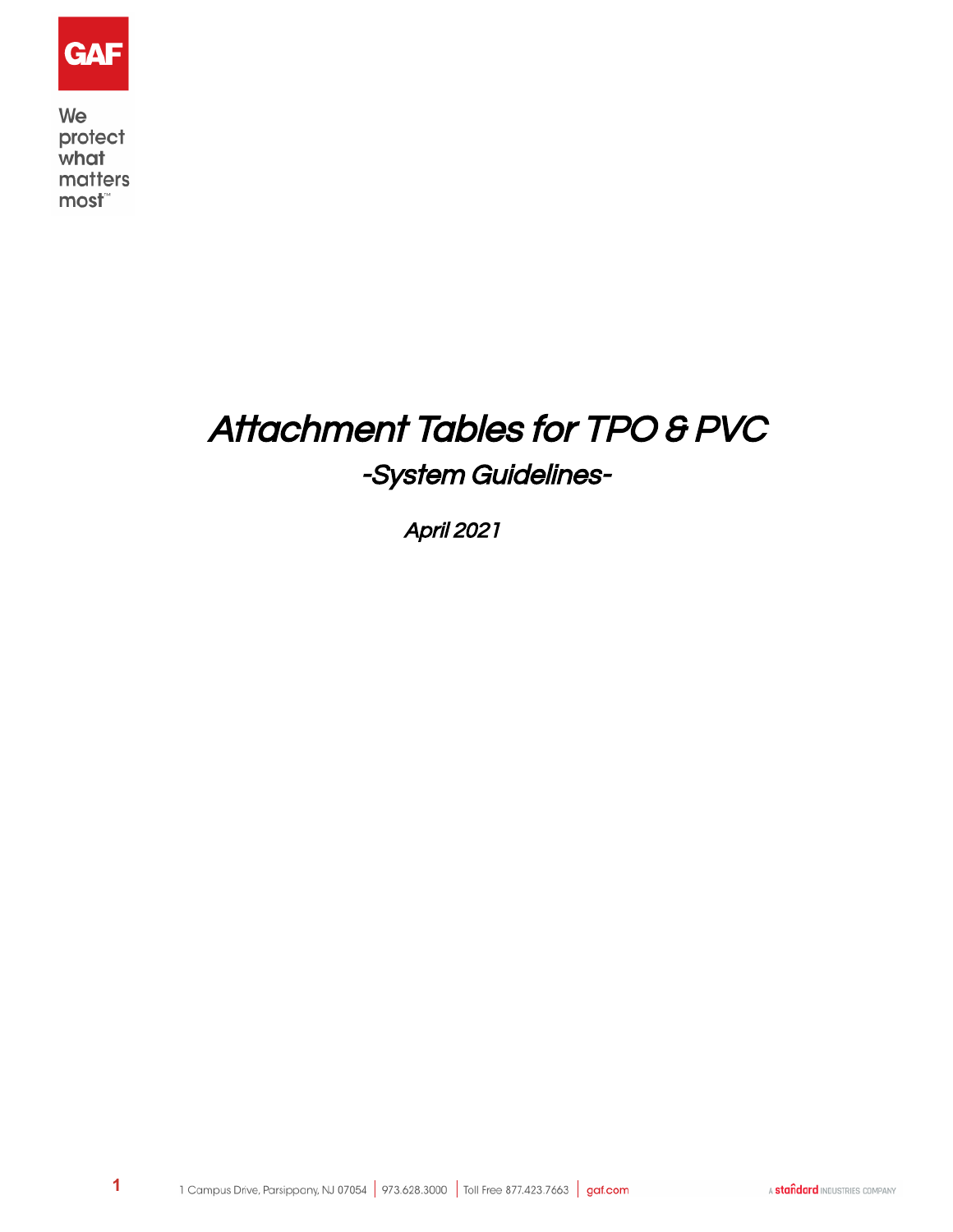GAF

We protect what matters most™

# *Attachment Tables for TPO & PVC*

## *-System Guidelines-*

*April 2021*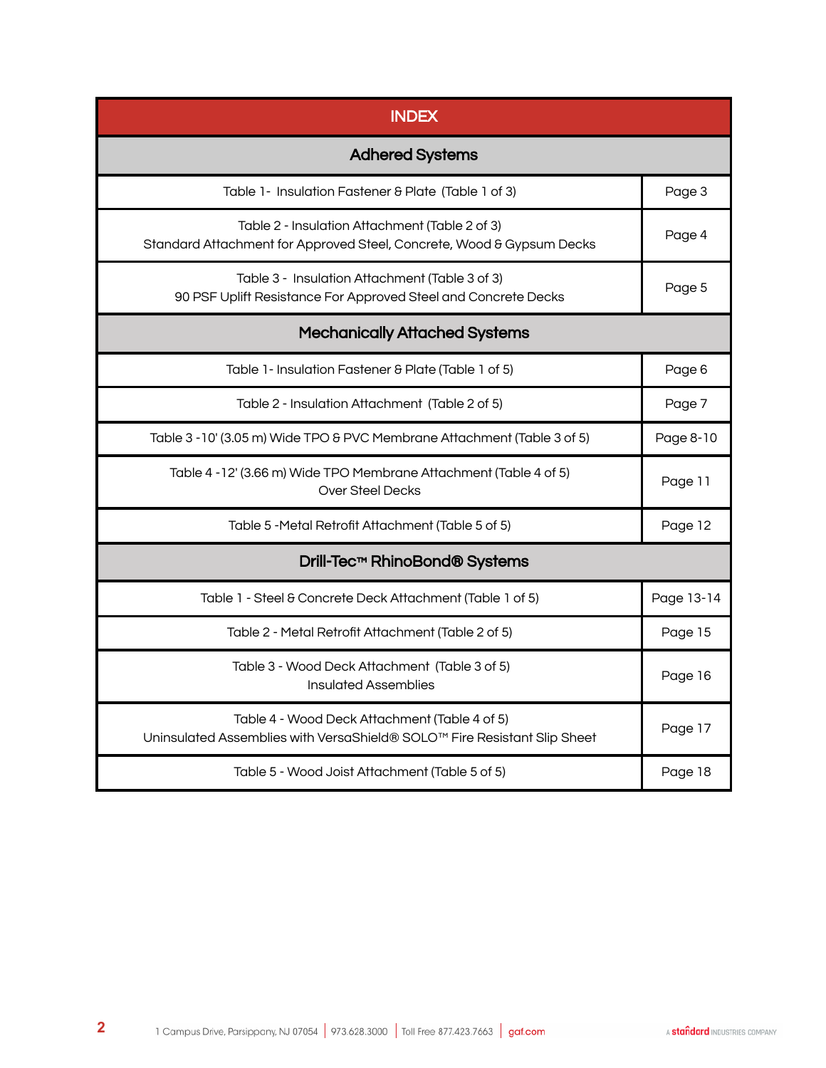| INDEX | |
|---|---|
| **Adhered Systems** | |
| Table 1- Insulation Fastener & Plate (Table 1 of 3) | Page 3 |
| Table 2 - Insulation Attachment (Table 2 of 3)<br>Standard Attachment for Approved Steel, Concrete, Wood & Gypsum Decks | Page 4 |
| Table 3 - Insulation Attachment (Table 3 of 3)<br>90 PSF Uplift Resistance For Approved Steel and Concrete Decks | Page 5 |
| **Mechanically Attached Systems** | |
| Table 1- Insulation Fastener & Plate (Table 1 of 5) | Page 6 |
| Table 2 - Insulation Attachment (Table 2 of 5) | Page 7 |
| Table 3 -10' (3.05 m) Wide TPO & PVC Membrane Attachment (Table 3 of 5) | Page 8-10 |
| Table 4 -12' (3.66 m) Wide TPO Membrane Attachment (Table 4 of 5)<br>Over Steel Decks | Page 11 |
| Table 5 -Metal Retrofit Attachment (Table 5 of 5) | Page 12 |
| **Drill-Tec™ RhinoBond® Systems** | |
| Table 1 - Steel & Concrete Deck Attachment (Table 1 of 5) | Page 13-14 |
| Table 2 - Metal Retrofit Attachment (Table 2 of 5) | Page 15 |
| Table 3 - Wood Deck Attachment (Table 3 of 5)<br>Insulated Assemblies | Page 16 |
| Table 4 - Wood Deck Attachment (Table 4 of 5)<br>Uninsulated Assemblies with VersaShield® SOLO™ Fire Resistant Slip Sheet | Page 17 |
| Table 5 - Wood Joist Attachment (Table 5 of 5) | Page 18 |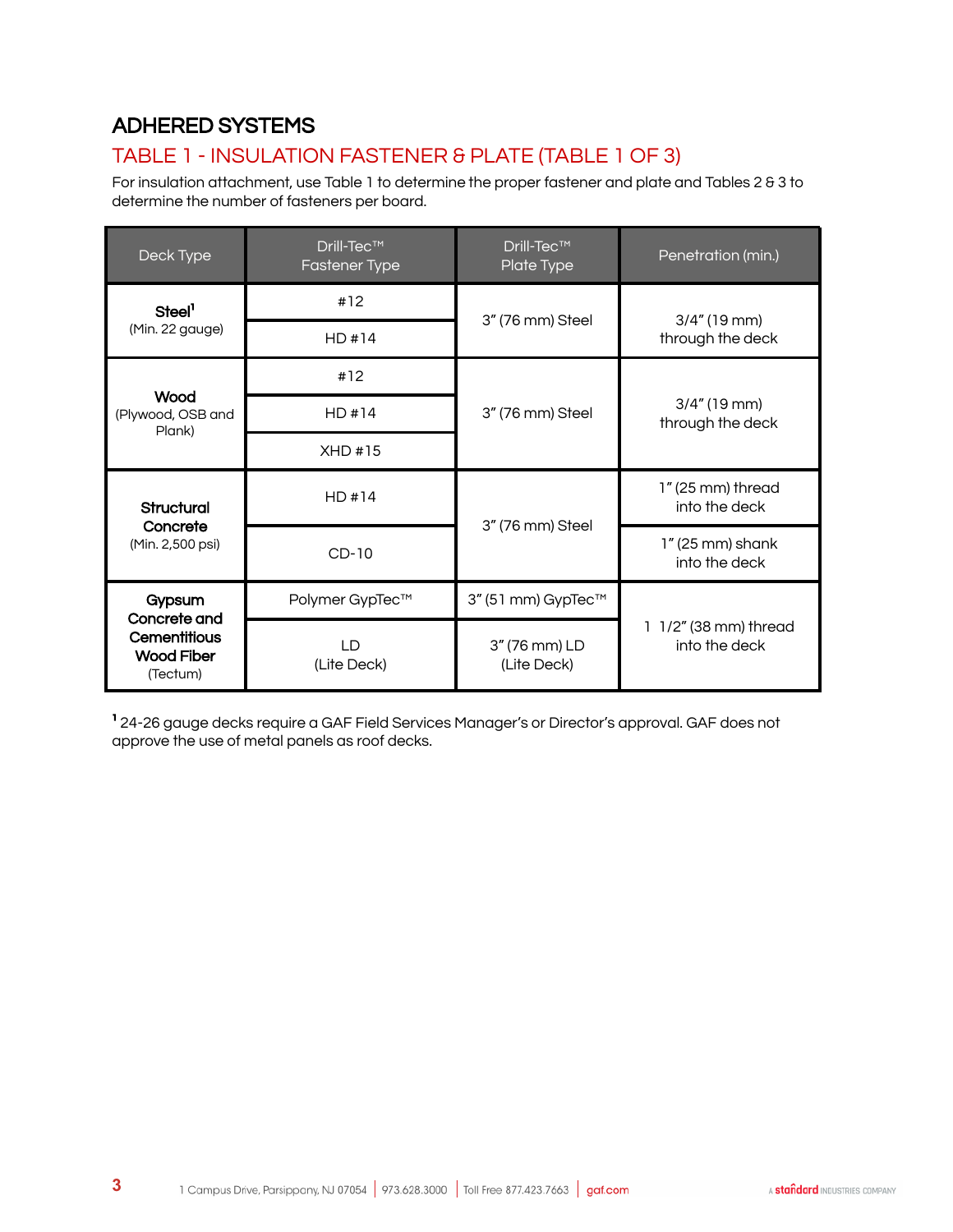## ADHERED SYSTEMS

### TABLE 1 - INSULATION FASTENER & PLATE (TABLE 1 OF 3)

For insulation attachment, use Table 1 to determine the proper fastener and plate and Tables 2 & 3 to determine the number of fasteners per board.

| Deck Type | Drill-Tec™ Fastener Type | Drill-Tec™ Plate Type | Penetration (min.) |
|---|---|---|---|
| **Steel**[1] (Min. 22 gauge) | #12 | 3" (76 mm) Steel | 3/4" (19 mm) through the deck |
| | HD #14 | | |
| **Wood** (Plywood, OSB and Plank) | #12 | 3" (76 mm) Steel | 3/4" (19 mm) through the deck |
| | HD #14 | | |
| | XHD #15 | | |
| **Structural Concrete** (Min. 2,500 psi) | HD #14 | 3" (76 mm) Steel | 1" (25 mm) thread into the deck |
| | CD-10 | | 1" (25 mm) shank into the deck |
| **Gypsum Concrete and Cementitious Wood Fiber** (Tectum) | Polymer GypTec™ | 3" (51 mm) GypTec™ | 1 1/2" (38 mm) thread into the deck |
| | LD (Lite Deck) | 3" (76 mm) LD (Lite Deck) | |

[1] 24-26 gauge decks require a GAF Field Services Manager's or Director's approval. GAF does not approve the use of metal panels as roof decks.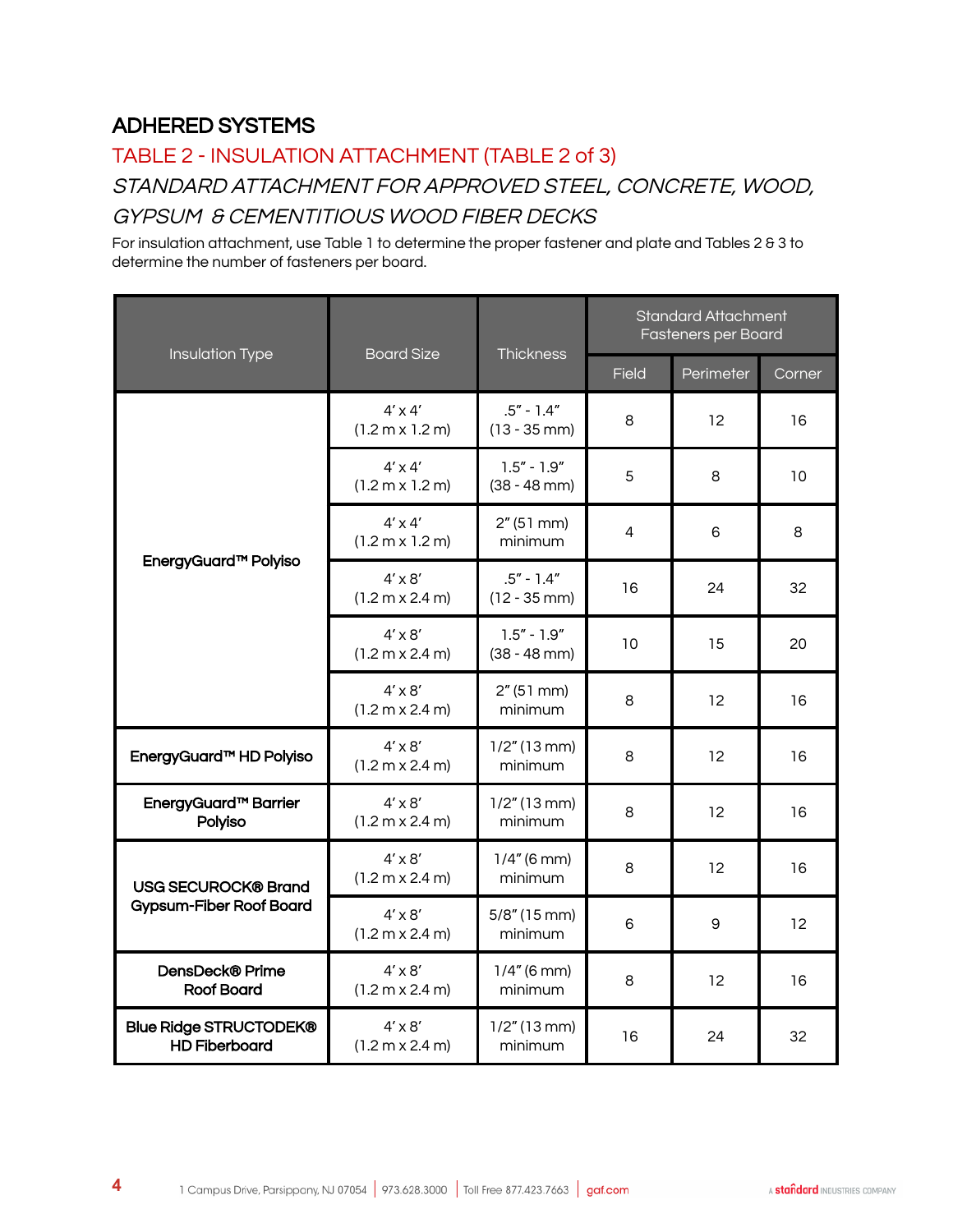## ADHERED SYSTEMS

### TABLE 2 - INSULATION ATTACHMENT (TABLE 2 of 3)

### *STANDARD ATTACHMENT FOR APPROVED STEEL, CONCRETE, WOOD, GYPSUM & CEMENTITIOUS WOOD FIBER DECKS*

For insulation attachment, use Table 1 to determine the proper fastener and plate and Tables 2 & 3 to determine the number of fasteners per board.

| Insulation Type | Board Size | Thickness | Standard Attachment Fasteners per Board | | |
|---|---|---|---|---|---|
| | | | Field | Perimeter | Corner |
| **EnergyGuard™ Polyiso** | 4′ x 4′ (1.2 m x 1.2 m) | .5″ - 1.4″ (13 - 35 mm) | 8 | 12 | 16 |
| | 4′ x 4′ (1.2 m x 1.2 m) | 1.5″ - 1.9″ (38 - 48 mm) | 5 | 8 | 10 |
| | 4′ x 4′ (1.2 m x 1.2 m) | 2″ (51 mm) minimum | 4 | 6 | 8 |
| | 4′ x 8′ (1.2 m x 2.4 m) | .5″ - 1.4″ (12 - 35 mm) | 16 | 24 | 32 |
| | 4′ x 8′ (1.2 m x 2.4 m) | 1.5″ - 1.9″ (38 - 48 mm) | 10 | 15 | 20 |
| | 4′ x 8′ (1.2 m x 2.4 m) | 2″ (51 mm) minimum | 8 | 12 | 16 |
| **EnergyGuard™ HD Polyiso** | 4′ x 8′ (1.2 m x 2.4 m) | 1/2″ (13 mm) minimum | 8 | 12 | 16 |
| **EnergyGuard™ Barrier Polyiso** | 4′ x 8′ (1.2 m x 2.4 m) | 1/2″ (13 mm) minimum | 8 | 12 | 16 |
| **USG SECUROCK® Brand Gypsum-Fiber Roof Board** | 4′ x 8′ (1.2 m x 2.4 m) | 1/4″ (6 mm) minimum | 8 | 12 | 16 |
| | 4′ x 8′ (1.2 m x 2.4 m) | 5/8″ (15 mm) minimum | 6 | 9 | 12 |
| **DensDeck® Prime Roof Board** | 4′ x 8′ (1.2 m x 2.4 m) | 1/4″ (6 mm) minimum | 8 | 12 | 16 |
| **Blue Ridge STRUCTODEK® HD Fiberboard** | 4′ x 8′ (1.2 m x 2.4 m) | 1/2″ (13 mm) minimum | 16 | 24 | 32 |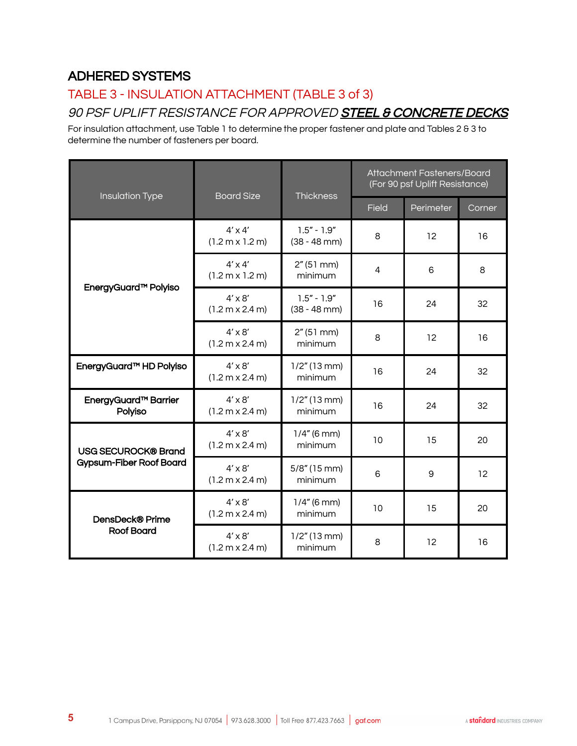## ADHERED SYSTEMS

### TABLE 3 - INSULATION ATTACHMENT (TABLE 3 of 3)

### *90 PSF UPLIFT RESISTANCE FOR APPROVED **STEEL & CONCRETE DECKS***

For insulation attachment, use Table 1 to determine the proper fastener and plate and Tables 2 & 3 to determine the number of fasteners per board.

| Insulation Type | Board Size | Thickness | Attachment Fasteners/Board (For 90 psf Uplift Resistance) | | |
|---|---|---|---|---|---|
| | | | Field | Perimeter | Corner |
| **EnergyGuard™ Polyiso** | 4' x 4' (1.2 m x 1.2 m) | 1.5" - 1.9" (38 - 48 mm) | 8 | 12 | 16 |
| | 4' x 4' (1.2 m x 1.2 m) | 2" (51 mm) minimum | 4 | 6 | 8 |
| | 4' x 8' (1.2 m x 2.4 m) | 1.5" - 1.9" (38 - 48 mm) | 16 | 24 | 32 |
| | 4' x 8' (1.2 m x 2.4 m) | 2" (51 mm) minimum | 8 | 12 | 16 |
| **EnergyGuard™ HD Polyiso** | 4' x 8' (1.2 m x 2.4 m) | 1/2" (13 mm) minimum | 16 | 24 | 32 |
| **EnergyGuard™ Barrier Polyiso** | 4' x 8' (1.2 m x 2.4 m) | 1/2" (13 mm) minimum | 16 | 24 | 32 |
| **USG SECUROCK® Brand Gypsum-Fiber Roof Board** | 4' x 8' (1.2 m x 2.4 m) | 1/4" (6 mm) minimum | 10 | 15 | 20 |
| | 4' x 8' (1.2 m x 2.4 m) | 5/8" (15 mm) minimum | 6 | 9 | 12 |
| **DensDeck® Prime Roof Board** | 4' x 8' (1.2 m x 2.4 m) | 1/4" (6 mm) minimum | 10 | 15 | 20 |
| | 4' x 8' (1.2 m x 2.4 m) | 1/2" (13 mm) minimum | 8 | 12 | 16 |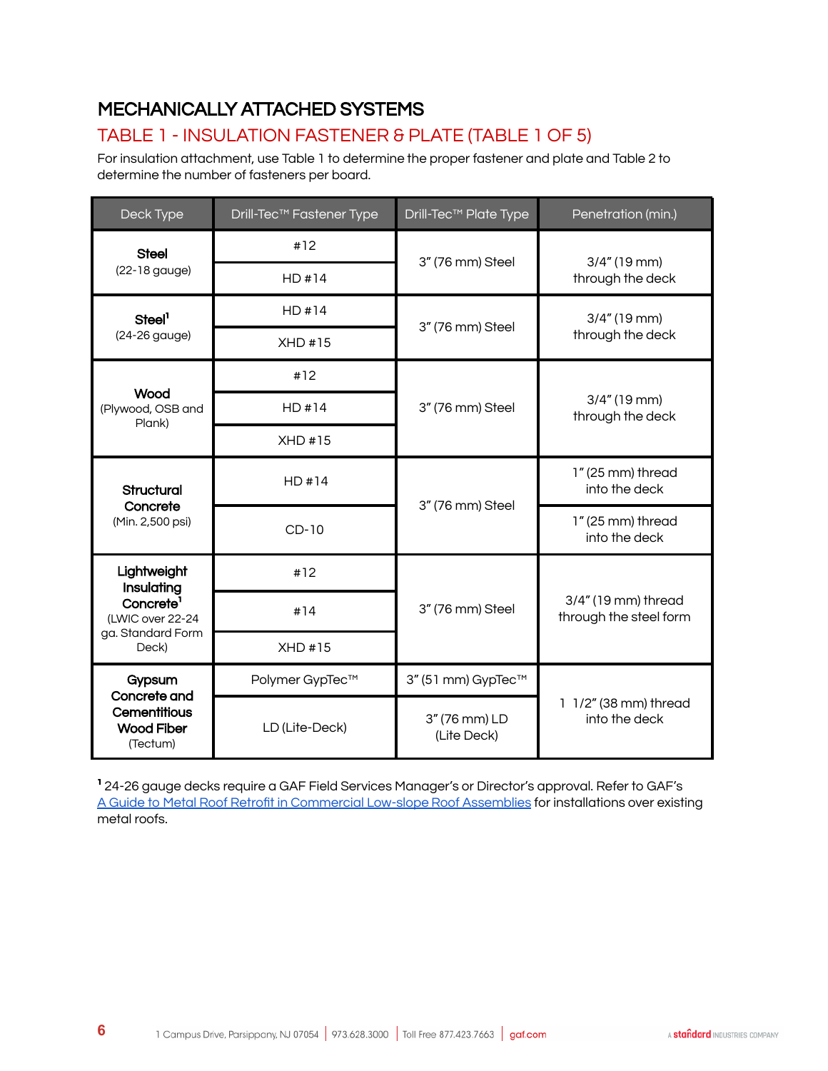## MECHANICALLY ATTACHED SYSTEMS

### TABLE 1 - INSULATION FASTENER & PLATE (TABLE 1 OF 5)

For insulation attachment, use Table 1 to determine the proper fastener and plate and Table 2 to determine the number of fasteners per board.

| Deck Type | Drill-Tec™ Fastener Type | Drill-Tec™ Plate Type | Penetration (min.) |
|---|---|---|---|
| **Steel** (22-18 gauge) | #12 | 3" (76 mm) Steel | 3/4" (19 mm) through the deck |
| | HD #14 | | |
| **Steel**[1] (24-26 gauge) | HD #14 | 3" (76 mm) Steel | 3/4" (19 mm) through the deck |
| | XHD #15 | | |
| **Wood** (Plywood, OSB and Plank) | #12 | 3" (76 mm) Steel | 3/4" (19 mm) through the deck |
| | HD #14 | | |
| | XHD #15 | | |
| **Structural Concrete** (Min. 2,500 psi) | HD #14 | 3" (76 mm) Steel | 1" (25 mm) thread into the deck |
| | CD-10 | | 1" (25 mm) thread into the deck |
| **Lightweight Insulating Concrete**[1] (LWIC over 22-24 ga. Standard Form Deck) | #12 | 3" (76 mm) Steel | 3/4" (19 mm) thread through the steel form |
| | #14 | | |
| | XHD #15 | | |
| **Gypsum Concrete and Cementitious Wood Fiber** (Tectum) | Polymer GypTec™ | 3" (51 mm) GypTec™ | 1 1/2" (38 mm) thread into the deck |
| | LD (Lite-Deck) | 3" (76 mm) LD (Lite Deck) | |

[1] 24-26 gauge decks require a GAF Field Services Manager's or Director's approval. Refer to GAF's A Guide to Metal Roof Retrofit in Commercial Low-slope Roof Assemblies for installations over existing metal roofs.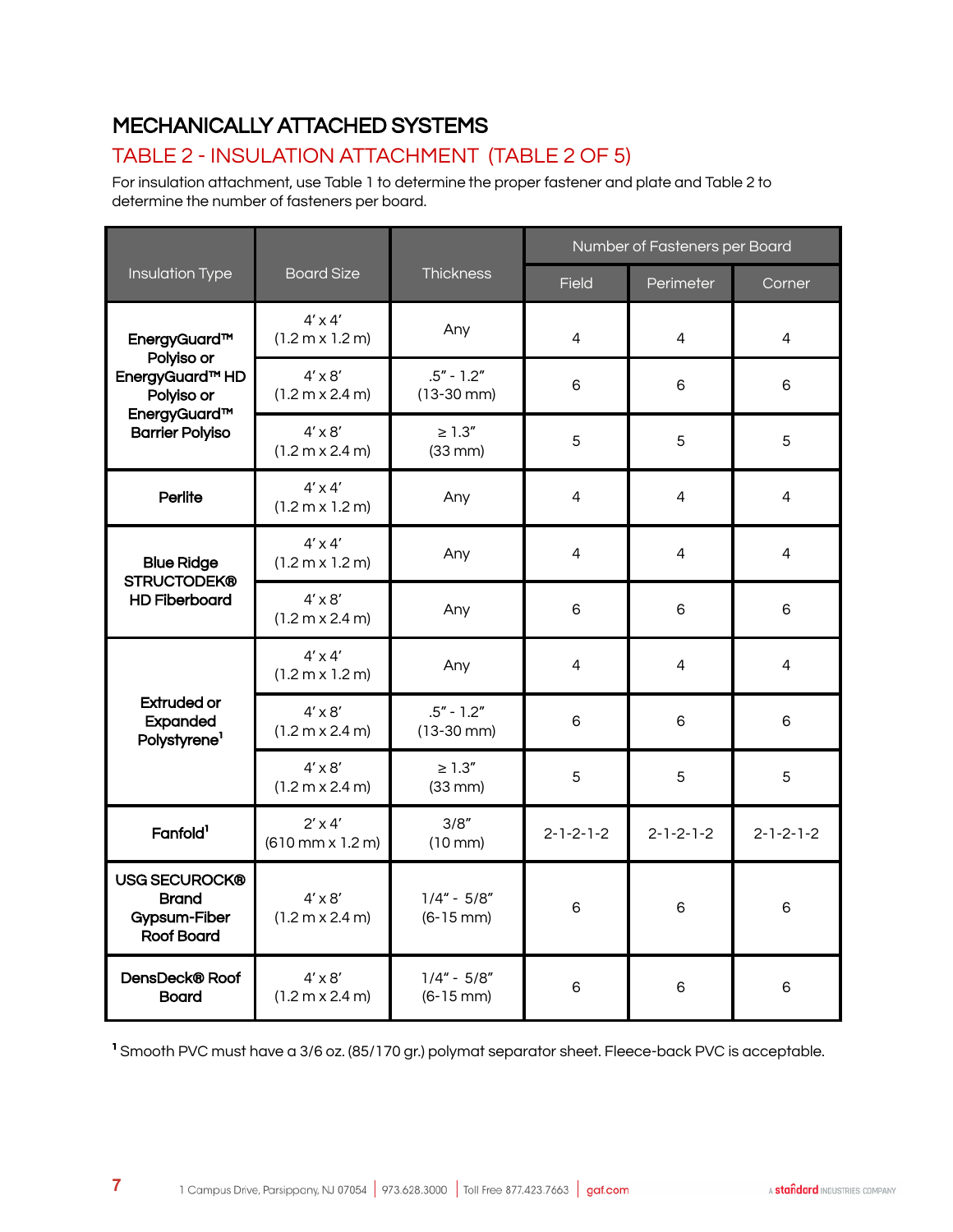## MECHANICALLY ATTACHED SYSTEMS

### TABLE 2 - INSULATION ATTACHMENT (TABLE 2 OF 5)

For insulation attachment, use Table 1 to determine the proper fastener and plate and Table 2 to determine the number of fasteners per board.

| Insulation Type | Board Size | Thickness | Number of Fasteners per Board | | |
|---|---|---|---|---|---|
| | | | Field | Perimeter | Corner |
| **EnergyGuard™ Polyiso or EnergyGuard™ HD Polyiso or EnergyGuard™ Barrier Polyiso** | 4′ x 4′ (1.2 m x 1.2 m) | Any | 4 | 4 | 4 |
| | 4′ x 8′ (1.2 m x 2.4 m) | .5″ - 1.2″ (13-30 mm) | 6 | 6 | 6 |
| | 4′ x 8′ (1.2 m x 2.4 m) | ≥ 1.3″ (33 mm) | 5 | 5 | 5 |
| **Perlite** | 4′ x 4′ (1.2 m x 1.2 m) | Any | 4 | 4 | 4 |
| **Blue Ridge STRUCTODEK® HD Fiberboard** | 4′ x 4′ (1.2 m x 1.2 m) | Any | 4 | 4 | 4 |
| | 4′ x 8′ (1.2 m x 2.4 m) | Any | 6 | 6 | 6 |
| **Extruded or Expanded Polystyrene**[1] | 4′ x 4′ (1.2 m x 1.2 m) | Any | 4 | 4 | 4 |
| | 4′ x 8′ (1.2 m x 2.4 m) | .5″ - 1.2″ (13-30 mm) | 6 | 6 | 6 |
| | 4′ x 8′ (1.2 m x 2.4 m) | ≥ 1.3″ (33 mm) | 5 | 5 | 5 |
| **Fanfold**[1] | 2′ x 4′ (610 mm x 1.2 m) | 3/8″ (10 mm) | 2-1-2-1-2 | 2-1-2-1-2 | 2-1-2-1-2 |
| **USG SECUROCK® Brand Gypsum-Fiber Roof Board** | 4′ x 8′ (1.2 m x 2.4 m) | 1/4″ - 5/8″ (6-15 mm) | 6 | 6 | 6 |
| **DensDeck® Roof Board** | 4′ x 8′ (1.2 m x 2.4 m) | 1/4″ - 5/8″ (6-15 mm) | 6 | 6 | 6 |

[1] Smooth PVC must have a 3/6 oz. (85/170 gr.) polymat separator sheet. Fleece-back PVC is acceptable.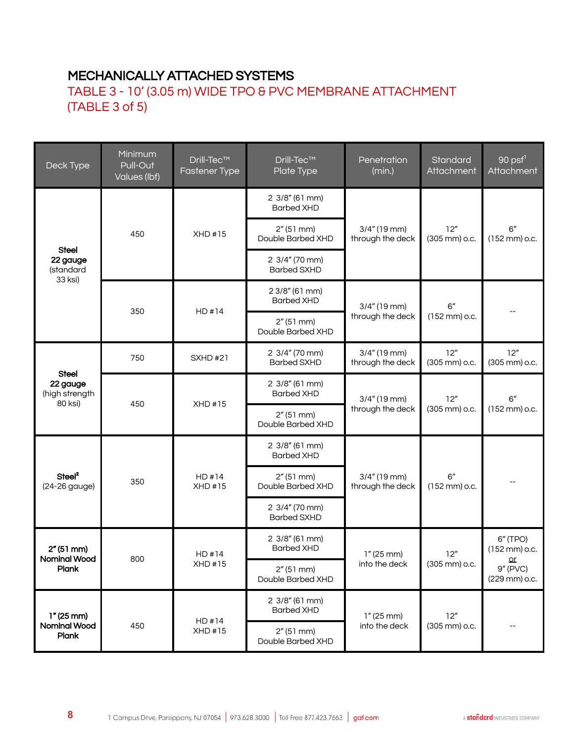## MECHANICALLY ATTACHED SYSTEMS

## TABLE 3 - 10' (3.05 m) WIDE TPO & PVC MEMBRANE ATTACHMENT (TABLE 3 of 5)

| Deck Type | Minimum Pull-Out Values (lbf) | Drill-Tec™ Fastener Type | Drill-Tec™ Plate Type | Penetration (min.) | Standard Attachment | 90 psf[1] Attachment |
|---|---|---|---|---|---|---|
| **Steel 22 gauge** (standard 33 ksi) | 450 | XHD #15 | 2 3/8" (61 mm) Barbed XHD | 3/4" (19 mm) through the deck | 12" (305 mm) o.c. | 6" (152 mm) o.c. |
| | | | 2" (51 mm) Double Barbed XHD | | | |
| | | | 2 3/4" (70 mm) Barbed SXHD | | | |
| | 350 | HD #14 | 2 3/8" (61 mm) Barbed XHD | 3/4" (19 mm) through the deck | 6" (152 mm) o.c. | -- |
| | | | 2" (51 mm) Double Barbed XHD | | | |
| **Steel 22 gauge** (high strength 80 ksi) | 750 | SXHD #21 | 2 3/4" (70 mm) Barbed SXHD | 3/4" (19 mm) through the deck | 12" (305 mm) o.c. | 12" (305 mm) o.c. |
| | 450 | XHD #15 | 2 3/8" (61 mm) Barbed XHD | 3/4" (19 mm) through the deck | 12" (305 mm) o.c. | 6" (152 mm) o.c. |
| | | | 2" (51 mm) Double Barbed XHD | | | |
| **Steel[2]** (24-26 gauge) | 350 | HD #14 XHD #15 | 2 3/8" (61 mm) Barbed XHD | 3/4" (19 mm) through the deck | 6" (152 mm) o.c. | -- |
| | | | 2" (51 mm) Double Barbed XHD | | | |
| | | | 2 3/4" (70 mm) Barbed SXHD | | | |
| **2" (51 mm) Nominal Wood Plank** | 800 | HD #14 XHD #15 | 2 3/8" (61 mm) Barbed XHD | 1" (25 mm) into the deck | 12" (305 mm) o.c. | 6" (TPO) (152 mm) o.c. or 9" (PVC) (229 mm) o.c. |
| | | | 2" (51 mm) Double Barbed XHD | | | |
| **1" (25 mm) Nominal Wood Plank** | 450 | HD #14 XHD #15 | 2 3/8" (61 mm) Barbed XHD | 1" (25 mm) into the deck | 12" (305 mm) o.c. | -- |
| | | | 2" (51 mm) Double Barbed XHD | | | |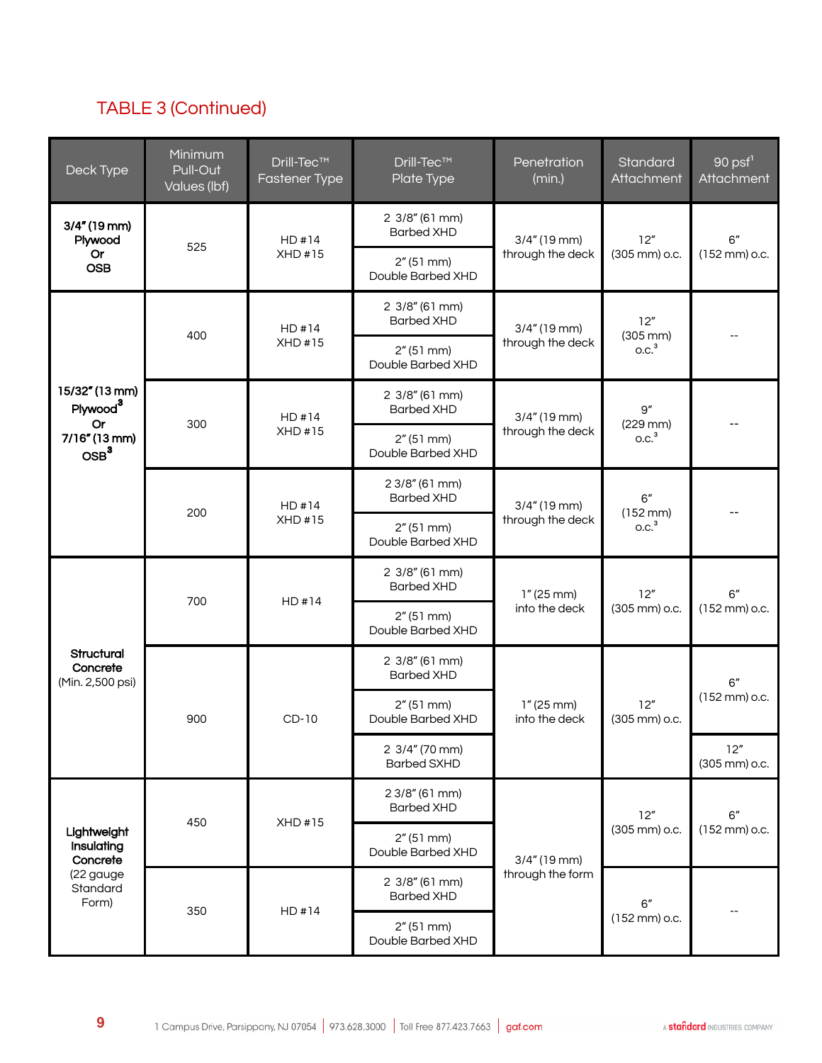## TABLE 3 (Continued)

| Deck Type | Minimum Pull-Out Values (lbf) | Drill-Tec™ Fastener Type | Drill-Tec™ Plate Type | Penetration (min.) | Standard Attachment | 90 psf[1] Attachment |
|---|---|---|---|---|---|---|
| **3/4" (19 mm) Plywood Or OSB** | 525 | HD #14 XHD #15 | 2 3/8" (61 mm) Barbed XHD | 3/4" (19 mm) through the deck | 12" (305 mm) o.c. | 6" (152 mm) o.c. |
| | | | 2" (51 mm) Double Barbed XHD | | | |
| **15/32" (13 mm) Plywood[3] Or 7/16" (13 mm) OSB[3]** | 400 | HD #14 XHD #15 | 2 3/8" (61 mm) Barbed XHD | 3/4" (19 mm) through the deck | 12" (305 mm) o.c.[3] | -- |
| | | | 2" (51 mm) Double Barbed XHD | | | |
| | 300 | HD #14 XHD #15 | 2 3/8" (61 mm) Barbed XHD | 3/4" (19 mm) through the deck | 9" (229 mm) o.c.[3] | -- |
| | | | 2" (51 mm) Double Barbed XHD | | | |
| | 200 | HD #14 XHD #15 | 2 3/8" (61 mm) Barbed XHD | 3/4" (19 mm) through the deck | 6" (152 mm) o.c.[3] | -- |
| | | | 2" (51 mm) Double Barbed XHD | | | |
| **Structural Concrete** (Min. 2,500 psi) | 700 | HD #14 | 2 3/8" (61 mm) Barbed XHD | 1" (25 mm) into the deck | 12" (305 mm) o.c. | 6" (152 mm) o.c. |
| | | | 2" (51 mm) Double Barbed XHD | | | |
| | 900 | CD-10 | 2 3/8" (61 mm) Barbed XHD | 1" (25 mm) into the deck | 12" (305 mm) o.c. | 6" (152 mm) o.c. |
| | | | 2" (51 mm) Double Barbed XHD | | | |
| | | | 2 3/4" (70 mm) Barbed SXHD | | | 12" (305 mm) o.c. |
| **Lightweight Insulating Concrete** (22 gauge Standard Form) | 450 | XHD #15 | 2 3/8" (61 mm) Barbed XHD | 3/4" (19 mm) through the form | 12" (305 mm) o.c. | 6" (152 mm) o.c. |
| | | | 2" (51 mm) Double Barbed XHD | | | |
| | 350 | HD #14 | 2 3/8" (61 mm) Barbed XHD | | 6" (152 mm) o.c. | -- |
| | | | 2" (51 mm) Double Barbed XHD | | | |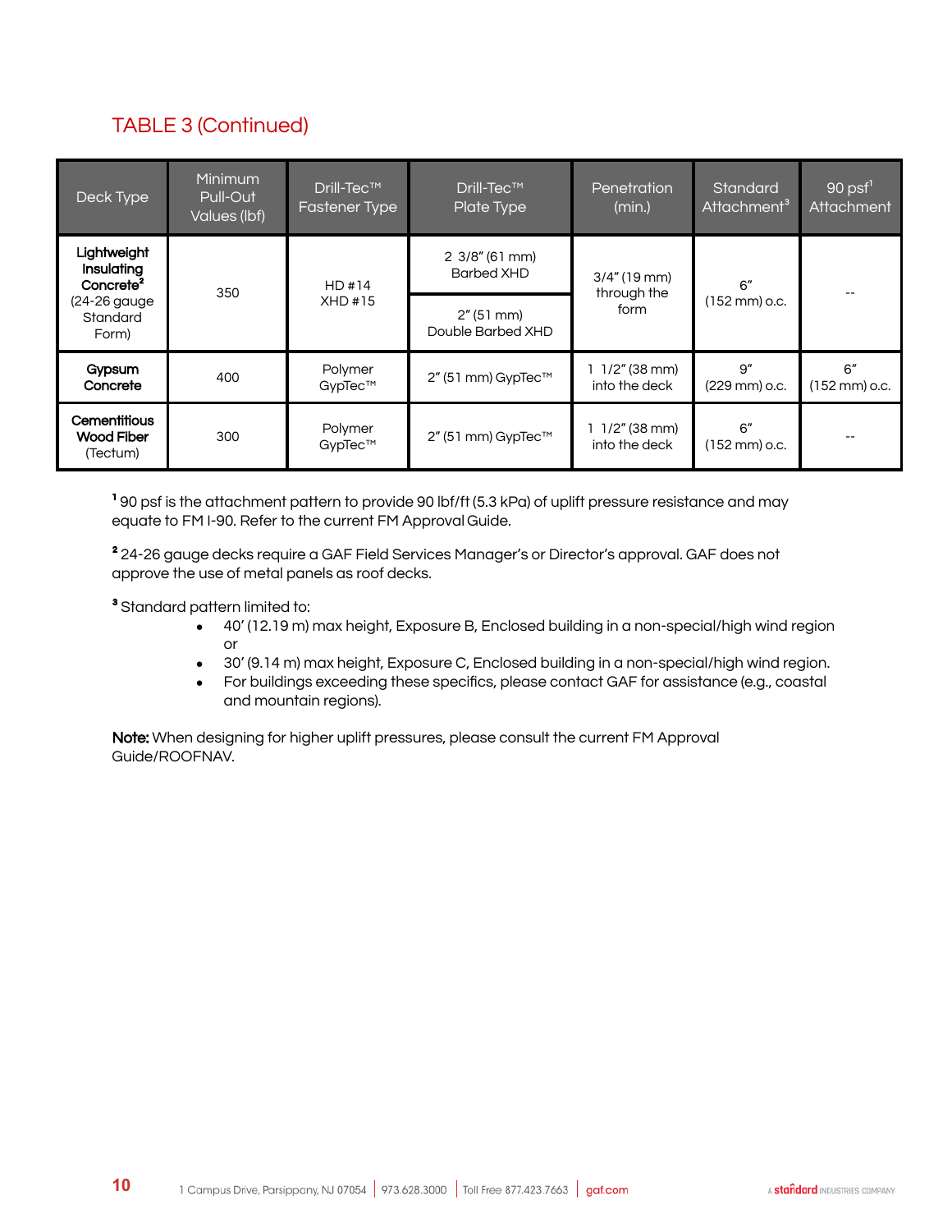## TABLE 3 (Continued)

| Deck Type | Minimum Pull-Out Values (lbf) | Drill-Tec™ Fastener Type | Drill-Tec™ Plate Type | Penetration (min.) | Standard Attachment[3] | 90 psf[1] Attachment |
|---|---|---|---|---|---|---|
| **Lightweight Insulating Concrete[2]** (24-26 gauge Standard Form) | 350 | HD #14 XHD #15 | 2 3/8" (61 mm) Barbed XHD | 3/4" (19 mm) through the form | 6" (152 mm) o.c. | -- |
| | | | 2" (51 mm) Double Barbed XHD | | | |
| **Gypsum Concrete** | 400 | Polymer GypTec™ | 2" (51 mm) GypTec™ | 1 1/2" (38 mm) into the deck | 9" (229 mm) o.c. | 6" (152 mm) o.c. |
| **Cementitious Wood Fiber** (Tectum) | 300 | Polymer GypTec™ | 2" (51 mm) GypTec™ | 1 1/2" (38 mm) into the deck | 6" (152 mm) o.c. | -- |

[1] 90 psf is the attachment pattern to provide 90 lbf/ft (5.3 kPa) of uplift pressure resistance and may equate to FM I-90. Refer to the current FM Approval Guide.

[2] 24-26 gauge decks require a GAF Field Services Manager's or Director's approval. GAF does not approve the use of metal panels as roof decks.

[3] Standard pattern limited to:

- 40' (12.19 m) max height, Exposure B, Enclosed building in a non-special/high wind region or
- 30' (9.14 m) max height, Exposure C, Enclosed building in a non-special/high wind region.
- For buildings exceeding these specifics, please contact GAF for assistance (e.g., coastal and mountain regions).

**Note:** When designing for higher uplift pressures, please consult the current FM Approval Guide/ROOFNAV.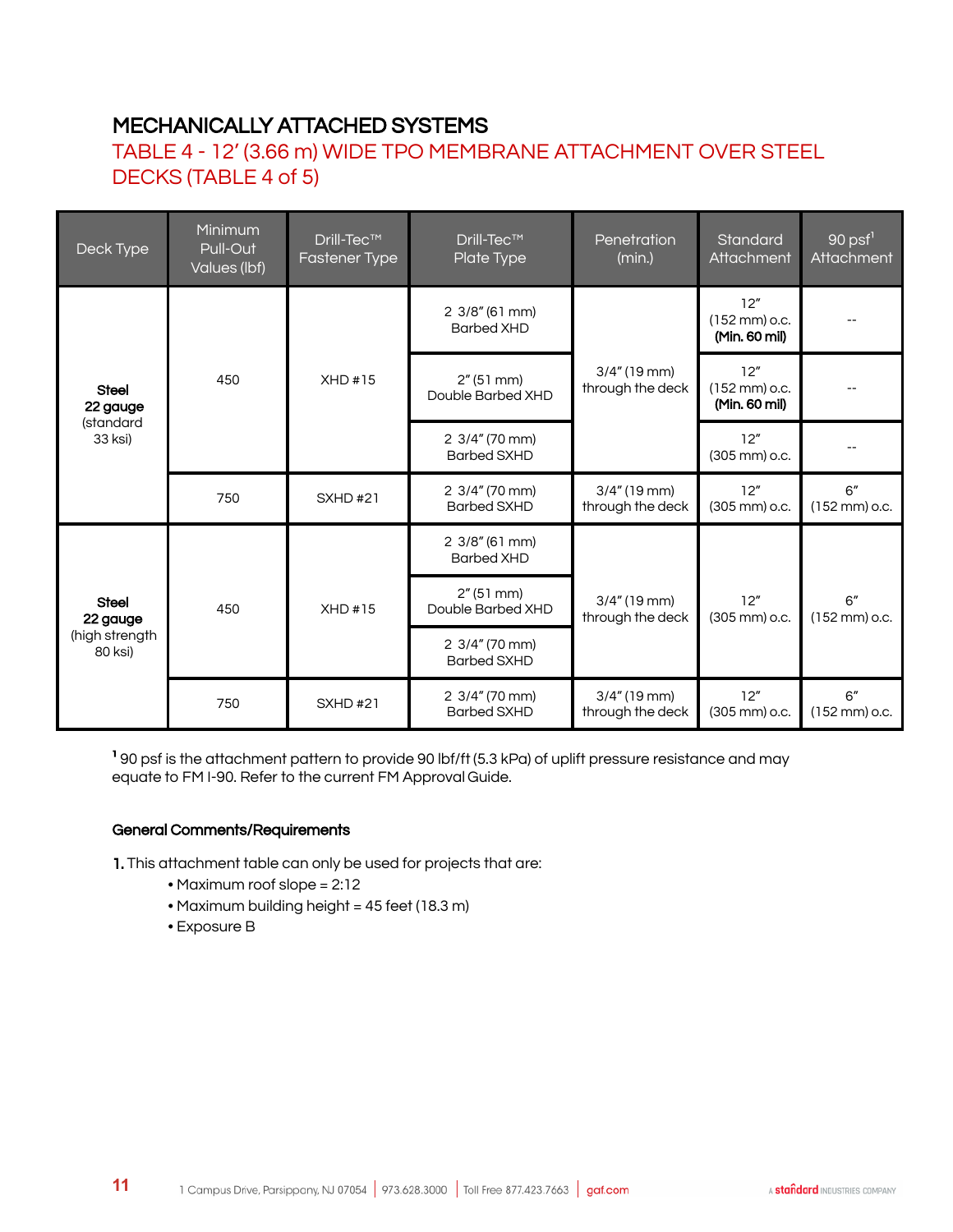## MECHANICALLY ATTACHED SYSTEMS

### TABLE 4 - 12' (3.66 m) WIDE TPO MEMBRANE ATTACHMENT OVER STEEL DECKS (TABLE 4 of 5)

| Deck Type | Minimum Pull-Out Values (lbf) | Drill-Tec™ Fastener Type | Drill-Tec™ Plate Type | Penetration (min.) | Standard Attachment | 90 psf[1] Attachment |
|---|---|---|---|---|---|---|
| **Steel 22 gauge** (standard 33 ksi) | 450 | XHD #15 | 2 3/8" (61 mm) Barbed XHD | 3/4" (19 mm) through the deck | 12" (152 mm) o.c. **(Min. 60 mil)** | -- |
| | | | 2" (51 mm) Double Barbed XHD | | 12" (152 mm) o.c. **(Min. 60 mil)** | -- |
| | | | 2 3/4" (70 mm) Barbed SXHD | | 12" (305 mm) o.c. | -- |
| | 750 | SXHD #21 | 2 3/4" (70 mm) Barbed SXHD | 3/4" (19 mm) through the deck | 12" (305 mm) o.c. | 6" (152 mm) o.c. |
| **Steel 22 gauge** (high strength 80 ksi) | 450 | XHD #15 | 2 3/8" (61 mm) Barbed XHD | 3/4" (19 mm) through the deck | 12" (305 mm) o.c. | 6" (152 mm) o.c. |
| | | | 2" (51 mm) Double Barbed XHD | | | |
| | | | 2 3/4" (70 mm) Barbed SXHD | | | |
| | 750 | SXHD #21 | 2 3/4" (70 mm) Barbed SXHD | 3/4" (19 mm) through the deck | 12" (305 mm) o.c. | 6" (152 mm) o.c. |

[1] 90 psf is the attachment pattern to provide 90 lbf/ft (5.3 kPa) of uplift pressure resistance and may equate to FM I-90. Refer to the current FM Approval Guide.

#### General Comments/Requirements

1. This attachment table can only be used for projects that are:
   - Maximum roof slope = 2:12
   - Maximum building height = 45 feet (18.3 m)
   - Exposure B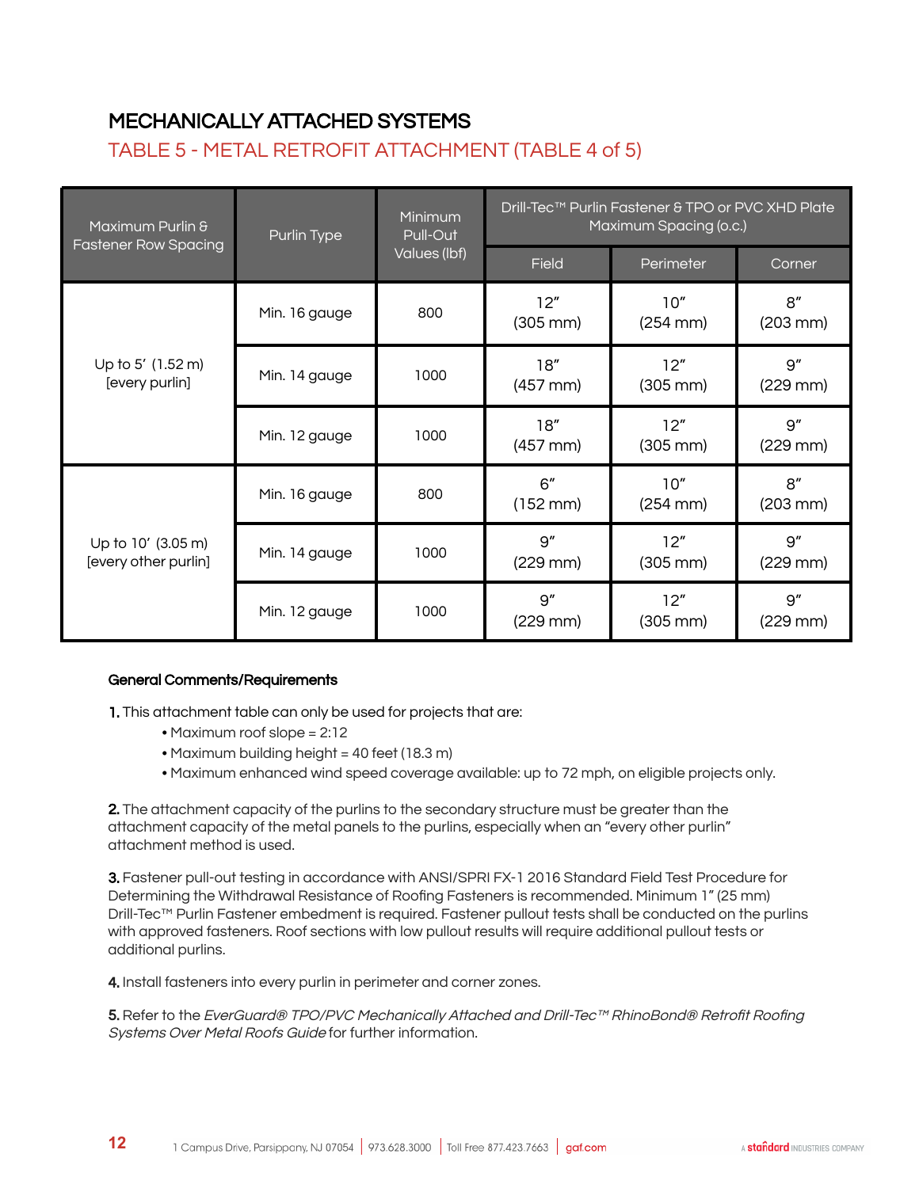## MECHANICALLY ATTACHED SYSTEMS

### TABLE 5 - METAL RETROFIT ATTACHMENT (TABLE 4 of 5)

| Maximum Purlin & Fastener Row Spacing | Purlin Type | Minimum Pull-Out Values (lbf) | Drill-Tec™ Purlin Fastener & TPO or PVC XHD Plate Maximum Spacing (o.c.) | | |
|---|---|---|---|---|---|
| | | | Field | Perimeter | Corner |
| Up to 5′ (1.52 m) [every purlin] | Min. 16 gauge | 800 | 12″ (305 mm) | 10″ (254 mm) | 8″ (203 mm) |
| | Min. 14 gauge | 1000 | 18″ (457 mm) | 12″ (305 mm) | 9″ (229 mm) |
| | Min. 12 gauge | 1000 | 18″ (457 mm) | 12″ (305 mm) | 9″ (229 mm) |
| Up to 10′ (3.05 m) [every other purlin] | Min. 16 gauge | 800 | 6″ (152 mm) | 10″ (254 mm) | 8″ (203 mm) |
| | Min. 14 gauge | 1000 | 9″ (229 mm) | 12″ (305 mm) | 9″ (229 mm) |
| | Min. 12 gauge | 1000 | 9″ (229 mm) | 12″ (305 mm) | 9″ (229 mm) |

**General Comments/Requirements**

**1.** This attachment table can only be used for projects that are:

- Maximum roof slope = 2:12
- Maximum building height = 40 feet (18.3 m)
- Maximum enhanced wind speed coverage available: up to 72 mph, on eligible projects only.

**2.** The attachment capacity of the purlins to the secondary structure must be greater than the attachment capacity of the metal panels to the purlins, especially when an "every other purlin" attachment method is used.

**3.** Fastener pull-out testing in accordance with ANSI/SPRI FX-1 2016 Standard Field Test Procedure for Determining the Withdrawal Resistance of Roofing Fasteners is recommended. Minimum 1" (25 mm) Drill-Tec™ Purlin Fastener embedment is required. Fastener pullout tests shall be conducted on the purlins with approved fasteners. Roof sections with low pullout results will require additional pullout tests or additional purlins.

**4.** Install fasteners into every purlin in perimeter and corner zones.

**5.** Refer to the *EverGuard® TPO/PVC Mechanically Attached and Drill-Tec™ RhinoBond® Retrofit Roofing Systems Over Metal Roofs Guide* for further information.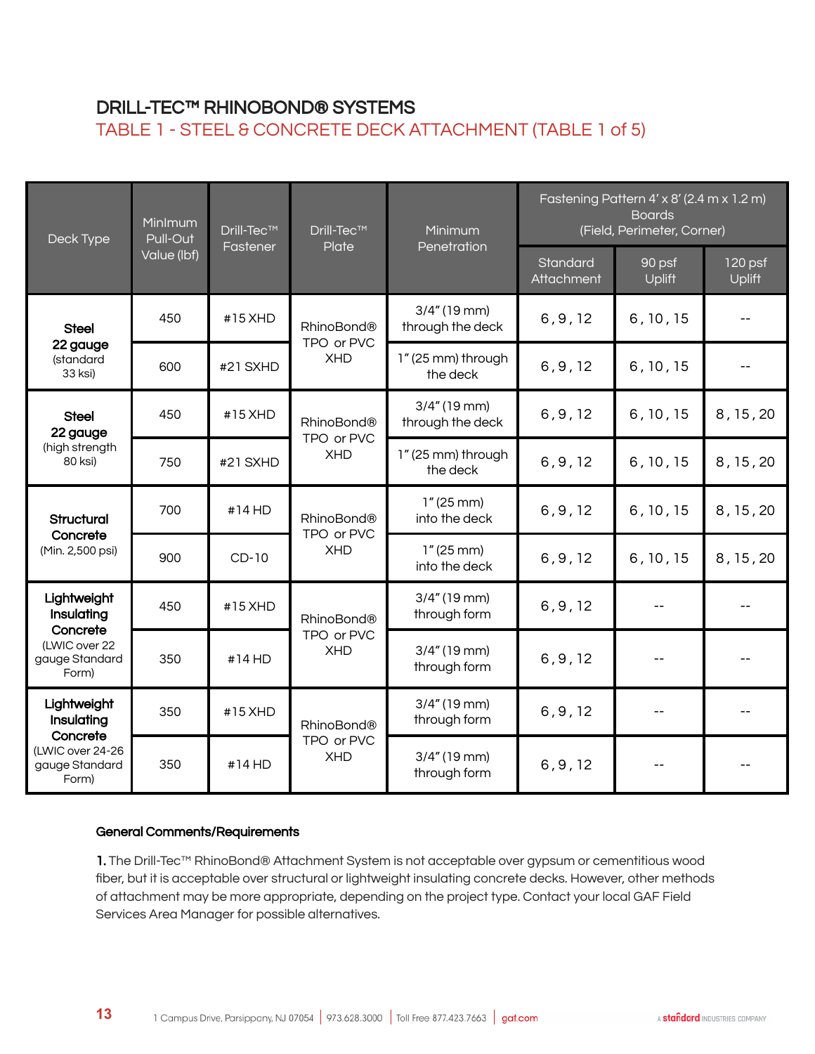# DRILL-TEC™ RHINOBOND® SYSTEMS

## TABLE 1 - STEEL & CONCRETE DECK ATTACHMENT (TABLE 1 of 5)

| Deck Type | Minimum Pull-Out Value (lbf) | Drill-Tec™ Fastener | Drill-Tec™ Plate | Minimum Penetration | Fastening Pattern 4' x 8' (2.4 m x 1.2 m) Boards (Field, Perimeter, Corner) | | |
|---|---|---|---|---|---|---|---|
| | | | | | Standard Attachment | 90 psf Uplift | 120 psf Uplift |
| **Steel 22 gauge** (standard 33 ksi) | 450 | #15 XHD | RhinoBond® TPO or PVC XHD | 3/4" (19 mm) through the deck | 6, 9, 12 | 6, 10, 15 | -- |
| | 600 | #21 SXHD | | 1" (25 mm) through the deck | 6, 9, 12 | 6, 10, 15 | -- |
| **Steel 22 gauge** (high strength 80 ksi) | 450 | #15 XHD | RhinoBond® TPO or PVC XHD | 3/4" (19 mm) through the deck | 6, 9, 12 | 6, 10, 15 | 8, 15, 20 |
| | 750 | #21 SXHD | | 1" (25 mm) through the deck | 6, 9, 12 | 6, 10, 15 | 8, 15, 20 |
| **Structural Concrete** (Min. 2,500 psi) | 700 | #14 HD | RhinoBond® TPO or PVC XHD | 1" (25 mm) into the deck | 6, 9, 12 | 6, 10, 15 | 8, 15, 20 |
| | 900 | CD-10 | | 1" (25 mm) into the deck | 6, 9, 12 | 6, 10, 15 | 8, 15, 20 |
| **Lightweight Insulating Concrete** (LWIC over 22 gauge Standard Form) | 450 | #15 XHD | RhinoBond® TPO or PVC XHD | 3/4" (19 mm) through form | 6, 9, 12 | -- | -- |
| | 350 | #14 HD | | 3/4" (19 mm) through form | 6, 9, 12 | -- | -- |
| **Lightweight Insulating Concrete** (LWIC over 24-26 gauge Standard Form) | 350 | #15 XHD | RhinoBond® TPO or PVC XHD | 3/4" (19 mm) through form | 6, 9, 12 | -- | -- |
| | 350 | #14 HD | | 3/4" (19 mm) through form | 6, 9, 12 | -- | -- |

**General Comments/Requirements**

**1.** The Drill-Tec™ RhinoBond® Attachment System is not acceptable over gypsum or cementitious wood fiber, but it is acceptable over structural or lightweight insulating concrete decks. However, other methods of attachment may be more appropriate, depending on the project type. Contact your local GAF Field Services Area Manager for possible alternatives.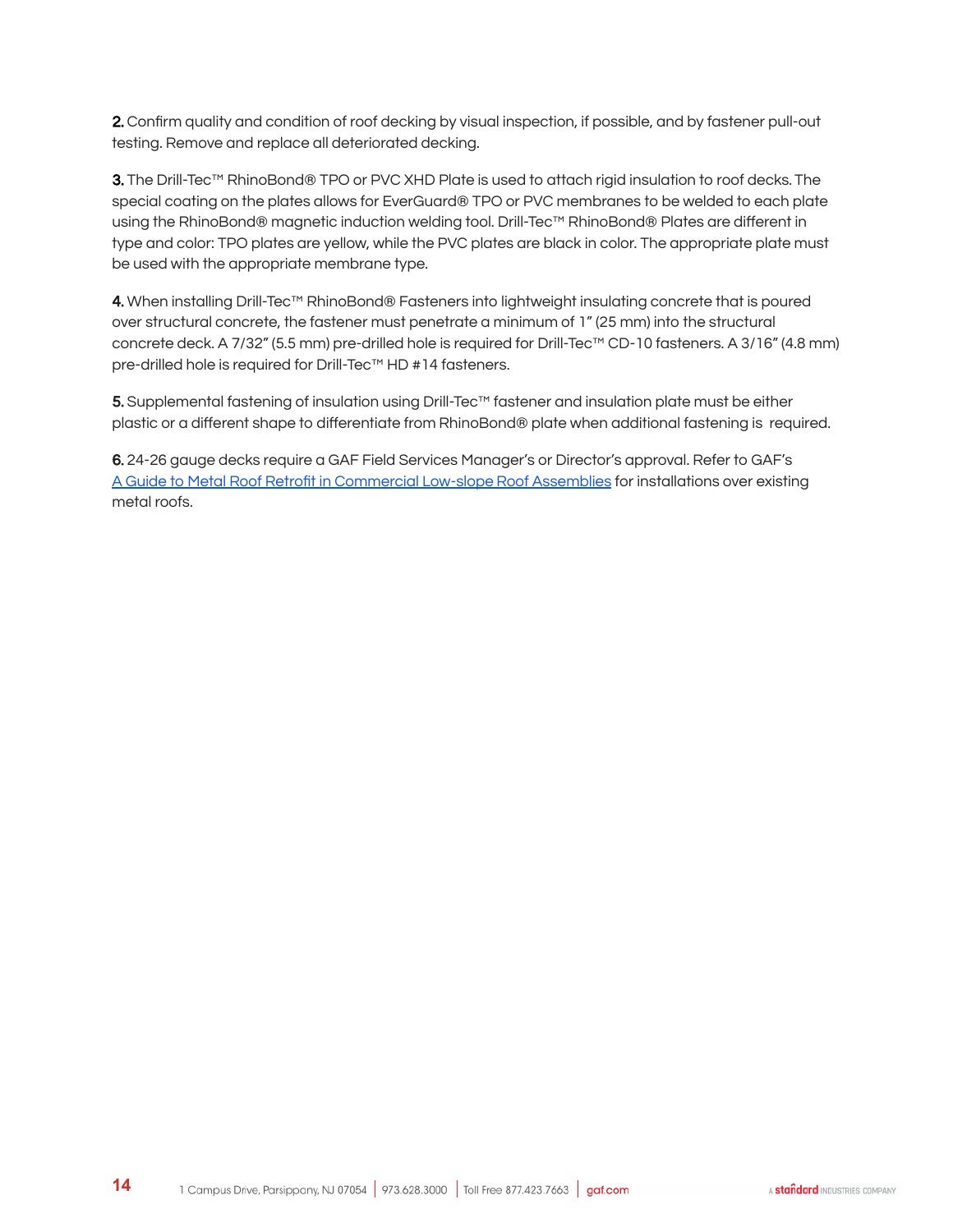**2.** Confirm quality and condition of roof decking by visual inspection, if possible, and by fastener pull-out testing. Remove and replace all deteriorated decking.

**3.** The Drill-Tec™ RhinoBond® TPO or PVC XHD Plate is used to attach rigid insulation to roof decks. The special coating on the plates allows for EverGuard® TPO or PVC membranes to be welded to each plate using the RhinoBond® magnetic induction welding tool. Drill-Tec™ RhinoBond® Plates are different in type and color: TPO plates are yellow, while the PVC plates are black in color. The appropriate plate must be used with the appropriate membrane type.

**4.** When installing Drill-Tec™ RhinoBond® Fasteners into lightweight insulating concrete that is poured over structural concrete, the fastener must penetrate a minimum of 1" (25 mm) into the structural concrete deck. A 7/32" (5.5 mm) pre-drilled hole is required for Drill-Tec™ CD-10 fasteners. A 3/16" (4.8 mm) pre-drilled hole is required for Drill-Tec™ HD #14 fasteners.

**5.** Supplemental fastening of insulation using Drill-Tec™ fastener and insulation plate must be either plastic or a different shape to differentiate from RhinoBond® plate when additional fastening is required.

**6.** 24-26 gauge decks require a GAF Field Services Manager's or Director's approval. Refer to GAF's [A Guide to Metal Roof Retrofit in Commercial Low-slope Roof Assemblies]() for installations over existing metal roofs.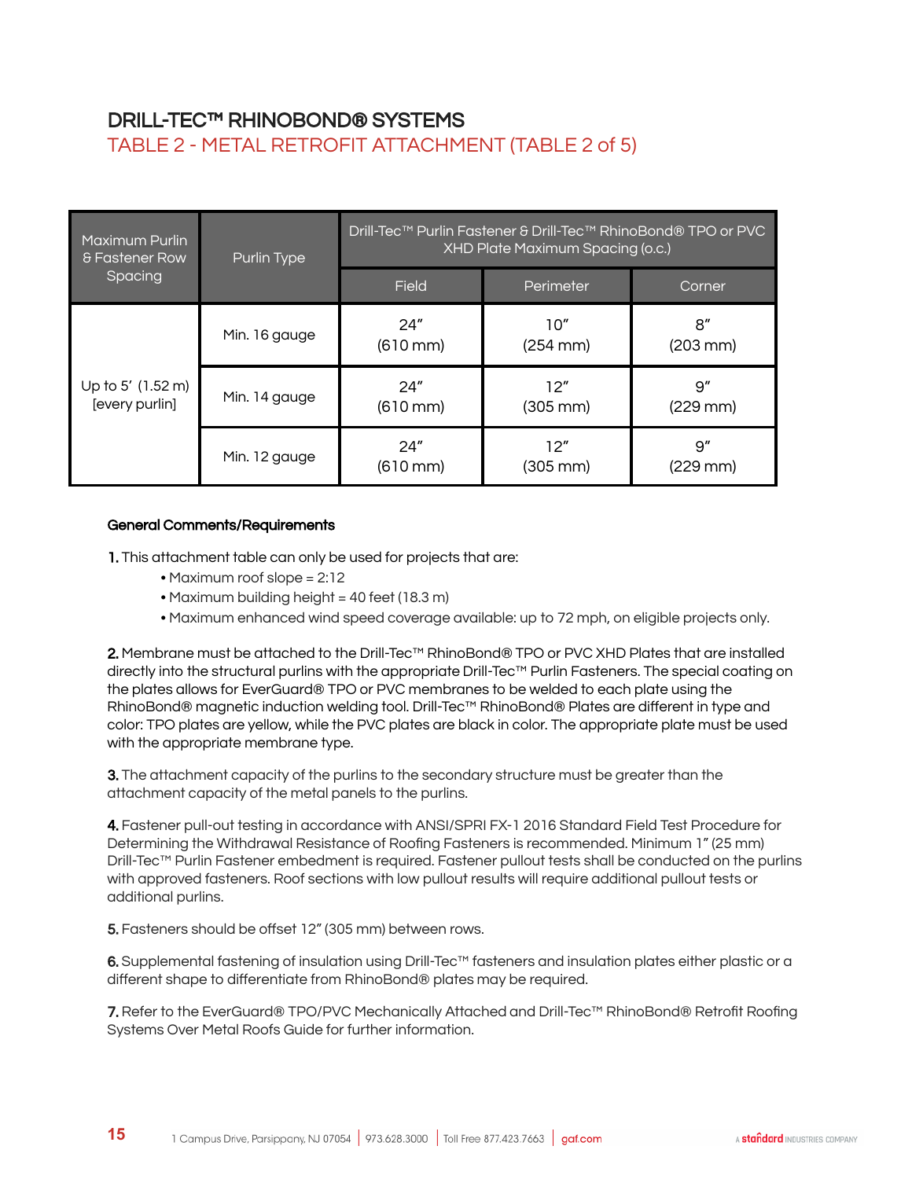# DRILL-TEC™ RHINOBOND® SYSTEMS

## TABLE 2 - METAL RETROFIT ATTACHMENT (TABLE 2 of 5)

| Maximum Purlin & Fastener Row Spacing | Purlin Type | Drill-Tec™ Purlin Fastener & Drill-Tec™ RhinoBond® TPO or PVC XHD Plate Maximum Spacing (o.c.) | | |
|---|---|---|---|---|
| | | Field | Perimeter | Corner |
| Up to 5' (1.52 m) [every purlin] | Min. 16 gauge | 24" (610 mm) | 10" (254 mm) | 8" (203 mm) |
| | Min. 14 gauge | 24" (610 mm) | 12" (305 mm) | 9" (229 mm) |
| | Min. 12 gauge | 24" (610 mm) | 12" (305 mm) | 9" (229 mm) |

**General Comments/Requirements**

**1.** This attachment table can only be used for projects that are:
- Maximum roof slope = 2:12
- Maximum building height = 40 feet (18.3 m)
- Maximum enhanced wind speed coverage available: up to 72 mph, on eligible projects only.

**2.** Membrane must be attached to the Drill-Tec™ RhinoBond® TPO or PVC XHD Plates that are installed directly into the structural purlins with the appropriate Drill-Tec™ Purlin Fasteners. The special coating on the plates allows for EverGuard® TPO or PVC membranes to be welded to each plate using the RhinoBond® magnetic induction welding tool. Drill-Tec™ RhinoBond® Plates are different in type and color: TPO plates are yellow, while the PVC plates are black in color. The appropriate plate must be used with the appropriate membrane type.

**3.** The attachment capacity of the purlins to the secondary structure must be greater than the attachment capacity of the metal panels to the purlins.

**4.** Fastener pull-out testing in accordance with ANSI/SPRI FX-1 2016 Standard Field Test Procedure for Determining the Withdrawal Resistance of Roofing Fasteners is recommended. Minimum 1" (25 mm) Drill-Tec™ Purlin Fastener embedment is required. Fastener pullout tests shall be conducted on the purlins with approved fasteners. Roof sections with low pullout results will require additional pullout tests or additional purlins.

**5.** Fasteners should be offset 12" (305 mm) between rows.

**6.** Supplemental fastening of insulation using Drill-Tec™ fasteners and insulation plates either plastic or a different shape to differentiate from RhinoBond® plates may be required.

**7.** Refer to the EverGuard® TPO/PVC Mechanically Attached and Drill-Tec™ RhinoBond® Retrofit Roofing Systems Over Metal Roofs Guide for further information.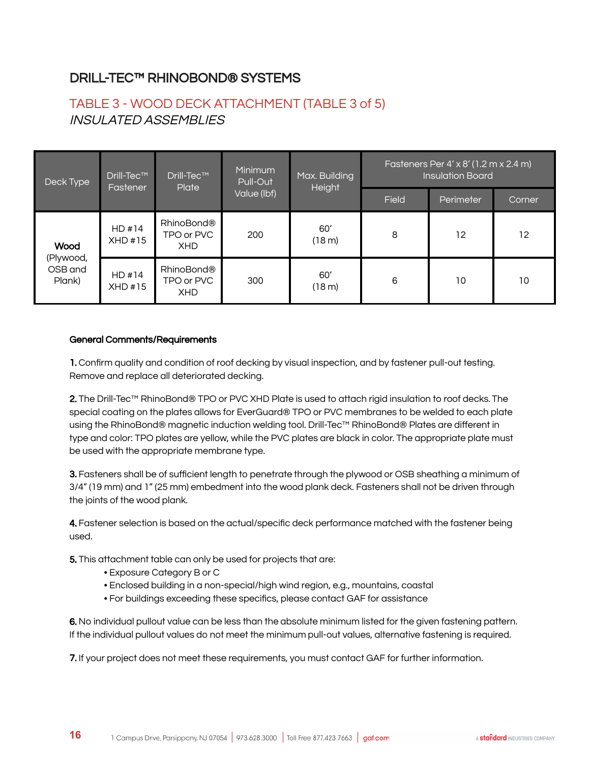## DRILL-TEC™ RHINOBOND® SYSTEMS

### TABLE 3 - WOOD DECK ATTACHMENT (TABLE 3 of 5)

*INSULATED ASSEMBLIES*

| Deck Type | Drill-Tec™ Fastener | Drill-Tec™ Plate | Minimum Pull-Out Value (lbf) | Max. Building Height | Fasteners Per 4' x 8' (1.2 m x 2.4 m) Insulation Board | | |
|---|---|---|---|---|---|---|---|
| | | | | | Field | Perimeter | Corner |
| **Wood** (Plywood, OSB and Plank) | HD #14 XHD #15 | RhinoBond® TPO or PVC XHD | 200 | 60' (18 m) | 8 | 12 | 12 |
| | HD #14 XHD #15 | RhinoBond® TPO or PVC XHD | 300 | 60' (18 m) | 6 | 10 | 10 |

**General Comments/Requirements**

**1.** Confirm quality and condition of roof decking by visual inspection, and by fastener pull-out testing. Remove and replace all deteriorated decking.

**2.** The Drill-Tec™ RhinoBond® TPO or PVC XHD Plate is used to attach rigid insulation to roof decks. The special coating on the plates allows for EverGuard® TPO or PVC membranes to be welded to each plate using the RhinoBond® magnetic induction welding tool. Drill-Tec™ RhinoBond® Plates are different in type and color: TPO plates are yellow, while the PVC plates are black in color. The appropriate plate must be used with the appropriate membrane type.

**3.** Fasteners shall be of sufficient length to penetrate through the plywood or OSB sheathing a minimum of 3/4" (19 mm) and 1" (25 mm) embedment into the wood plank deck. Fasteners shall not be driven through the joints of the wood plank.

**4.** Fastener selection is based on the actual/specific deck performance matched with the fastener being used.

**5.** This attachment table can only be used for projects that are:

- Exposure Category B or C
- Enclosed building in a non-special/high wind region, e.g., mountains, coastal
- For buildings exceeding these specifics, please contact GAF for assistance

**6.** No individual pullout value can be less than the absolute minimum listed for the given fastening pattern. If the individual pullout values do not meet the minimum pull-out values, alternative fastening is required.

**7.** If your project does not meet these requirements, you must contact GAF for further information.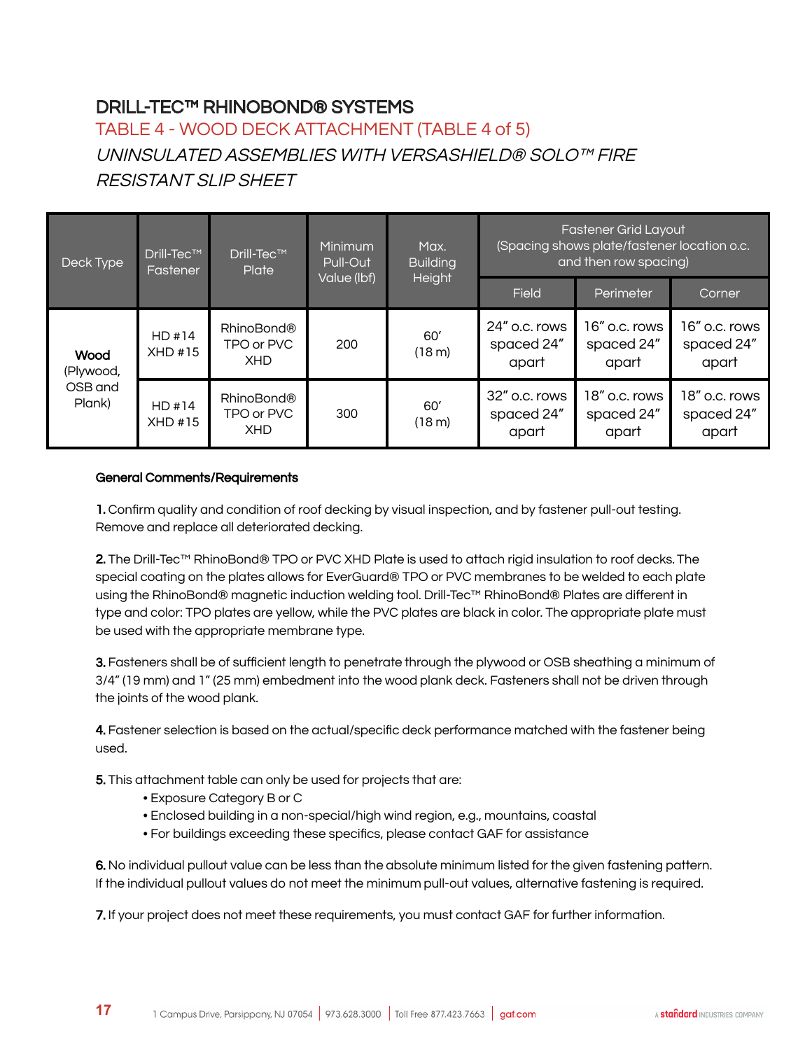## DRILL-TEC™ RHINOBOND® SYSTEMS

### TABLE 4 - WOOD DECK ATTACHMENT (TABLE 4 of 5)

*UNINSULATED ASSEMBLIES WITH VERSASHIELD® SOLO™ FIRE RESISTANT SLIP SHEET*

| Deck Type | Drill-Tec™ Fastener | Drill-Tec™ Plate | Minimum Pull-Out Value (lbf) | Max. Building Height | Fastener Grid Layout (Spacing shows plate/fastener location o.c. and then row spacing) | | |
|---|---|---|---|---|---|---|---|
| | | | | | Field | Perimeter | Corner |
| **Wood** (Plywood, OSB and Plank) | HD #14 XHD #15 | RhinoBond® TPO or PVC XHD | 200 | 60′ (18 m) | 24″ o.c. rows spaced 24″ apart | 16″ o.c. rows spaced 24″ apart | 16″ o.c. rows spaced 24″ apart |
| | HD #14 XHD #15 | RhinoBond® TPO or PVC XHD | 300 | 60′ (18 m) | 32″ o.c. rows spaced 24″ apart | 18″ o.c. rows spaced 24″ apart | 18″ o.c. rows spaced 24″ apart |

**General Comments/Requirements**

**1.** Confirm quality and condition of roof decking by visual inspection, and by fastener pull-out testing. Remove and replace all deteriorated decking.

**2.** The Drill-Tec™ RhinoBond® TPO or PVC XHD Plate is used to attach rigid insulation to roof decks. The special coating on the plates allows for EverGuard® TPO or PVC membranes to be welded to each plate using the RhinoBond® magnetic induction welding tool. Drill-Tec™ RhinoBond® Plates are different in type and color: TPO plates are yellow, while the PVC plates are black in color. The appropriate plate must be used with the appropriate membrane type.

**3.** Fasteners shall be of sufficient length to penetrate through the plywood or OSB sheathing a minimum of 3/4″ (19 mm) and 1″ (25 mm) embedment into the wood plank deck. Fasteners shall not be driven through the joints of the wood plank.

**4.** Fastener selection is based on the actual/specific deck performance matched with the fastener being used.

**5.** This attachment table can only be used for projects that are:
- Exposure Category B or C
- Enclosed building in a non-special/high wind region, e.g., mountains, coastal
- For buildings exceeding these specifics, please contact GAF for assistance

**6.** No individual pullout value can be less than the absolute minimum listed for the given fastening pattern. If the individual pullout values do not meet the minimum pull-out values, alternative fastening is required.

**7.** If your project does not meet these requirements, you must contact GAF for further information.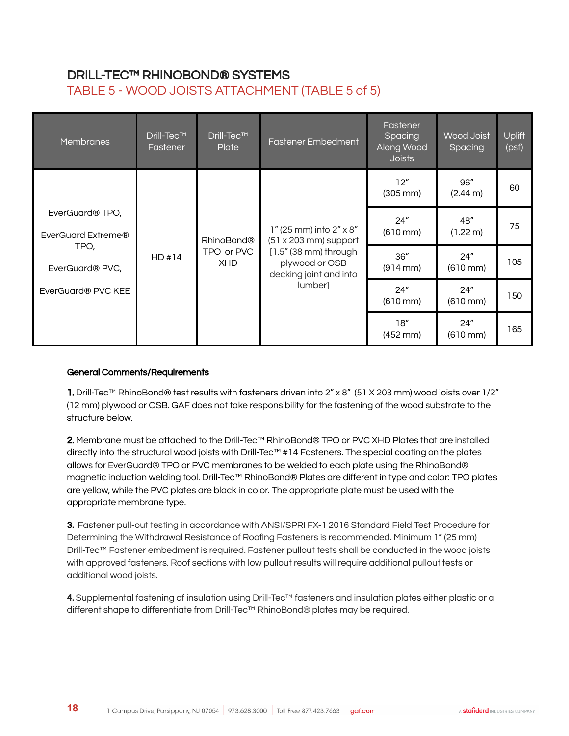## DRILL-TEC™ RHINOBOND® SYSTEMS

### TABLE 5 - WOOD JOISTS ATTACHMENT (TABLE 5 of 5)

| Membranes | Drill-Tec™ Fastener | Drill-Tec™ Plate | Fastener Embedment | Fastener Spacing Along Wood Joists | Wood Joist Spacing | Uplift (psf) |
|---|---|---|---|---|---|---|
| EverGuard® TPO, EverGuard Extreme® TPO, EverGuard® PVC, EverGuard® PVC KEE | HD #14 | RhinoBond® TPO or PVC XHD | 1" (25 mm) into 2" x 8" (51 x 203 mm) support [1.5" (38 mm) through plywood or OSB decking joint and into lumber] | 12" (305 mm) | 96" (2.44 m) | 60 |
| | | | | 24" (610 mm) | 48" (1.22 m) | 75 |
| | | | | 36" (914 mm) | 24" (610 mm) | 105 |
| | | | | 24" (610 mm) | 24" (610 mm) | 150 |
| | | | | 18" (452 mm) | 24" (610 mm) | 165 |

**General Comments/Requirements**

**1.** Drill-Tec™ RhinoBond® test results with fasteners driven into 2" x 8" (51 X 203 mm) wood joists over 1/2" (12 mm) plywood or OSB. GAF does not take responsibility for the fastening of the wood substrate to the structure below.

**2.** Membrane must be attached to the Drill-Tec™ RhinoBond® TPO or PVC XHD Plates that are installed directly into the structural wood joists with Drill-Tec™ #14 Fasteners. The special coating on the plates allows for EverGuard® TPO or PVC membranes to be welded to each plate using the RhinoBond® magnetic induction welding tool. Drill-Tec™ RhinoBond® Plates are different in type and color: TPO plates are yellow, while the PVC plates are black in color. The appropriate plate must be used with the appropriate membrane type.

**3.** Fastener pull-out testing in accordance with ANSI/SPRI FX-1 2016 Standard Field Test Procedure for Determining the Withdrawal Resistance of Roofing Fasteners is recommended. Minimum 1" (25 mm) Drill-Tec™ Fastener embedment is required. Fastener pullout tests shall be conducted in the wood joists with approved fasteners. Roof sections with low pullout results will require additional pullout tests or additional wood joists.

**4.** Supplemental fastening of insulation using Drill-Tec™ fasteners and insulation plates either plastic or a different shape to differentiate from Drill-Tec™ RhinoBond® plates may be required.